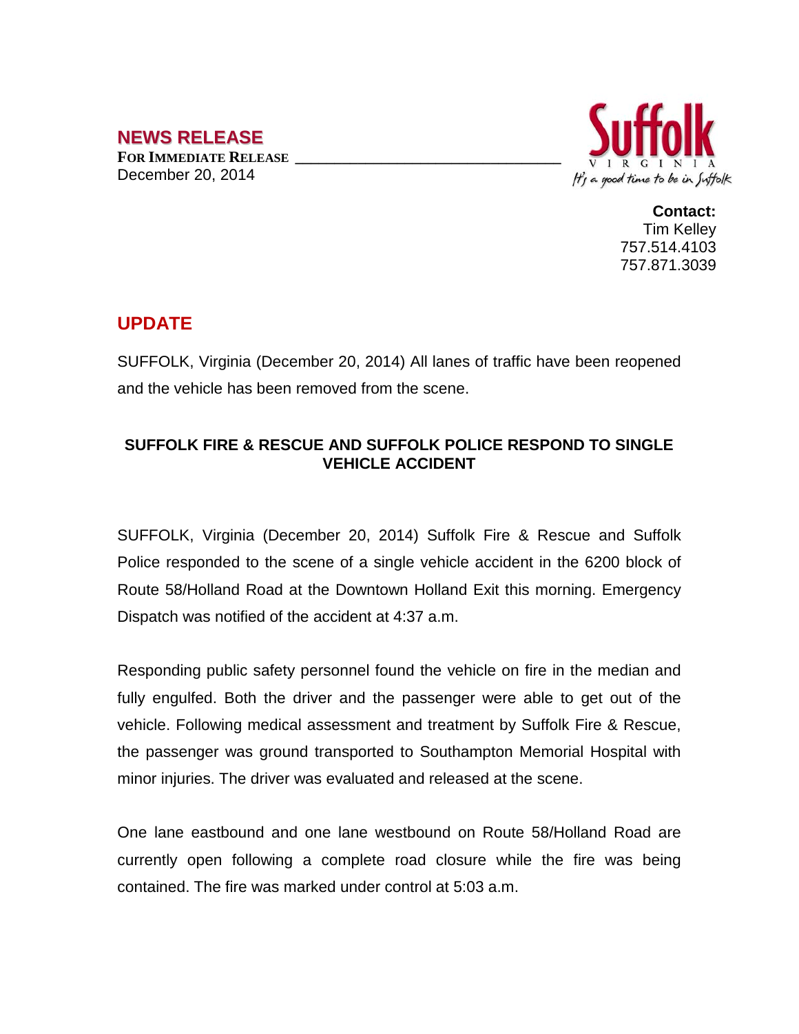# NEWS RELEASE

**FOR IMMEDIATE RELEASE**
December 20, 2014

Suffolk
VIRGINIA
*It's a good time to be in Suffolk*

**Contact:**
Tim Kelley
757.514.4103
757.871.3039

## UPDATE

SUFFOLK, Virginia (December 20, 2014) All lanes of traffic have been reopened and the vehicle has been removed from the scene.

### SUFFOLK FIRE & RESCUE AND SUFFOLK POLICE RESPOND TO SINGLE VEHICLE ACCIDENT

SUFFOLK, Virginia (December 20, 2014) Suffolk Fire & Rescue and Suffolk Police responded to the scene of a single vehicle accident in the 6200 block of Route 58/Holland Road at the Downtown Holland Exit this morning. Emergency Dispatch was notified of the accident at 4:37 a.m.

Responding public safety personnel found the vehicle on fire in the median and fully engulfed. Both the driver and the passenger were able to get out of the vehicle. Following medical assessment and treatment by Suffolk Fire & Rescue, the passenger was ground transported to Southampton Memorial Hospital with minor injuries. The driver was evaluated and released at the scene.

One lane eastbound and one lane westbound on Route 58/Holland Road are currently open following a complete road closure while the fire was being contained. The fire was marked under control at 5:03 a.m.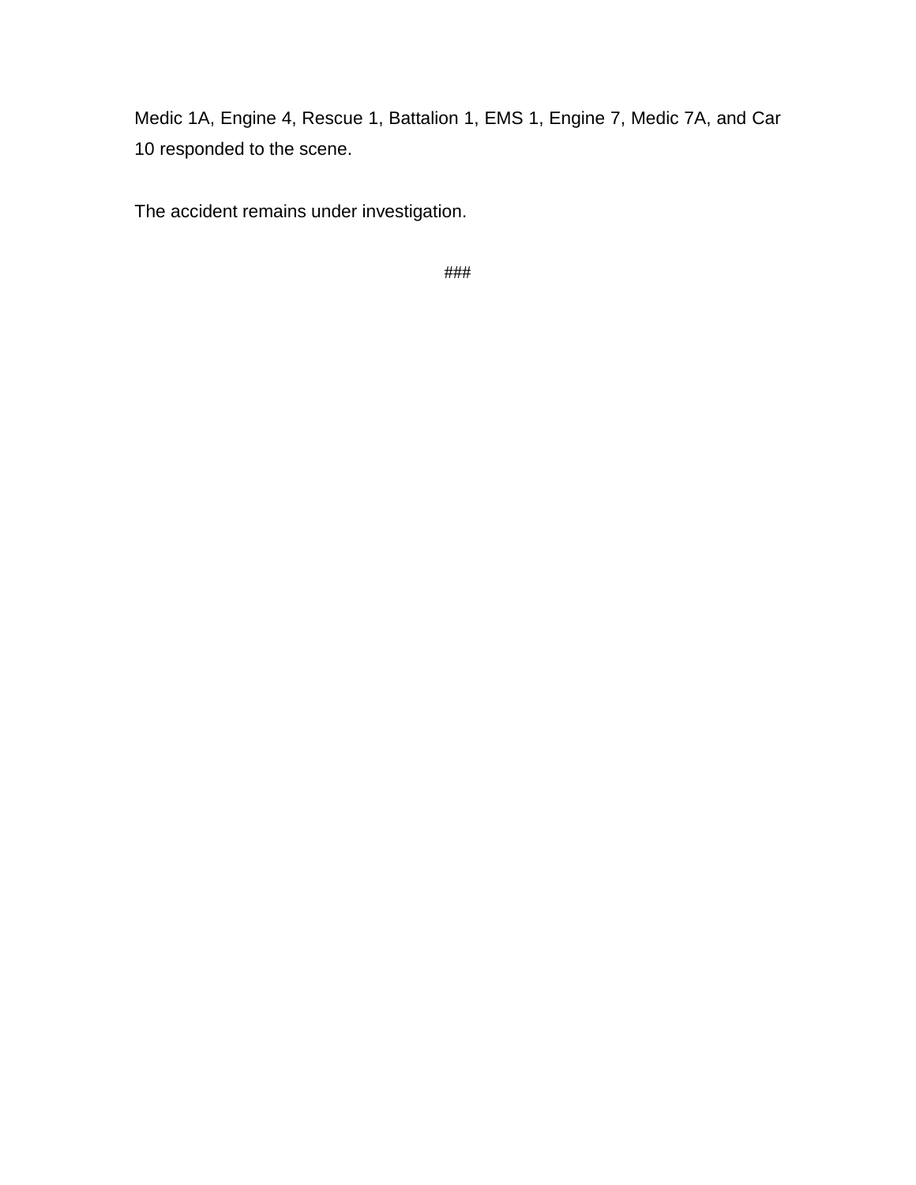Medic 1A, Engine 4, Rescue 1, Battalion 1, EMS 1, Engine 7, Medic 7A, and Car 10 responded to the scene.

The accident remains under investigation.

###